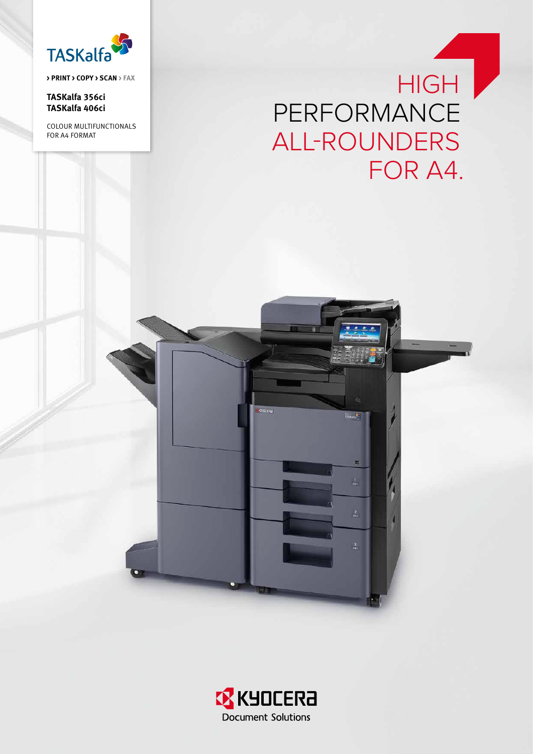TASKalfa

› PRINT › COPY › SCAN › FAX

**TASKalfa 356ci**
**TASKalfa 406ci**

COLOUR MULTIFUNCTIONALS
FOR A4 FORMAT

# HIGH PERFORMANCE ALL-ROUNDERS FOR A4.

KYOCERA
Document Solutions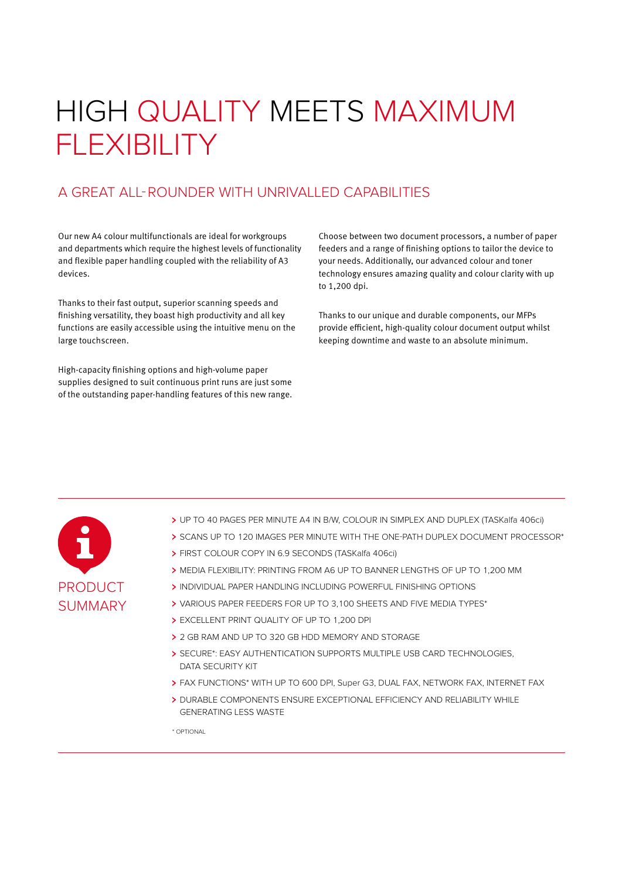# HIGH QUALITY MEETS MAXIMUM FLEXIBILITY

## A GREAT ALL-ROUNDER WITH UNRIVALLED CAPABILITIES

Our new A4 colour multifunctionals are ideal for workgroups and departments which require the highest levels of functionality and flexible paper handling coupled with the reliability of A3 devices.

Thanks to their fast output, superior scanning speeds and finishing versatility, they boast high productivity and all key functions are easily accessible using the intuitive menu on the large touchscreen.

High-capacity finishing options and high-volume paper supplies designed to suit continuous print runs are just some of the outstanding paper-handling features of this new range.

Choose between two document processors, a number of paper feeders and a range of finishing options to tailor the device to your needs. Additionally, our advanced colour and toner technology ensures amazing quality and colour clarity with up to 1,200 dpi.

Thanks to our unique and durable components, our MFPs provide efficient, high-quality colour document output whilst keeping downtime and waste to an absolute minimum.

## PRODUCT SUMMARY

- UP TO 40 PAGES PER MINUTE A4 IN B/W, COLOUR IN SIMPLEX AND DUPLEX (TASKalfa 406ci)
- SCANS UP TO 120 IMAGES PER MINUTE WITH THE ONE-PATH DUPLEX DOCUMENT PROCESSOR*
- FIRST COLOUR COPY IN 6.9 SECONDS (TASKalfa 406ci)
- MEDIA FLEXIBILITY: PRINTING FROM A6 UP TO BANNER LENGTHS OF UP TO 1,200 MM
- INDIVIDUAL PAPER HANDLING INCLUDING POWERFUL FINISHING OPTIONS
- VARIOUS PAPER FEEDERS FOR UP TO 3,100 SHEETS AND FIVE MEDIA TYPES*
- EXCELLENT PRINT QUALITY OF UP TO 1,200 DPI
- 2 GB RAM AND UP TO 320 GB HDD MEMORY AND STORAGE
- SECURE*: EASY AUTHENTICATION SUPPORTS MULTIPLE USB CARD TECHNOLOGIES, DATA SECURITY KIT
- FAX FUNCTIONS* WITH UP TO 600 DPI, Super G3, DUAL FAX, NETWORK FAX, INTERNET FAX
- DURABLE COMPONENTS ENSURE EXCEPTIONAL EFFICIENCY AND RELIABILITY WHILE GENERATING LESS WASTE

* OPTIONAL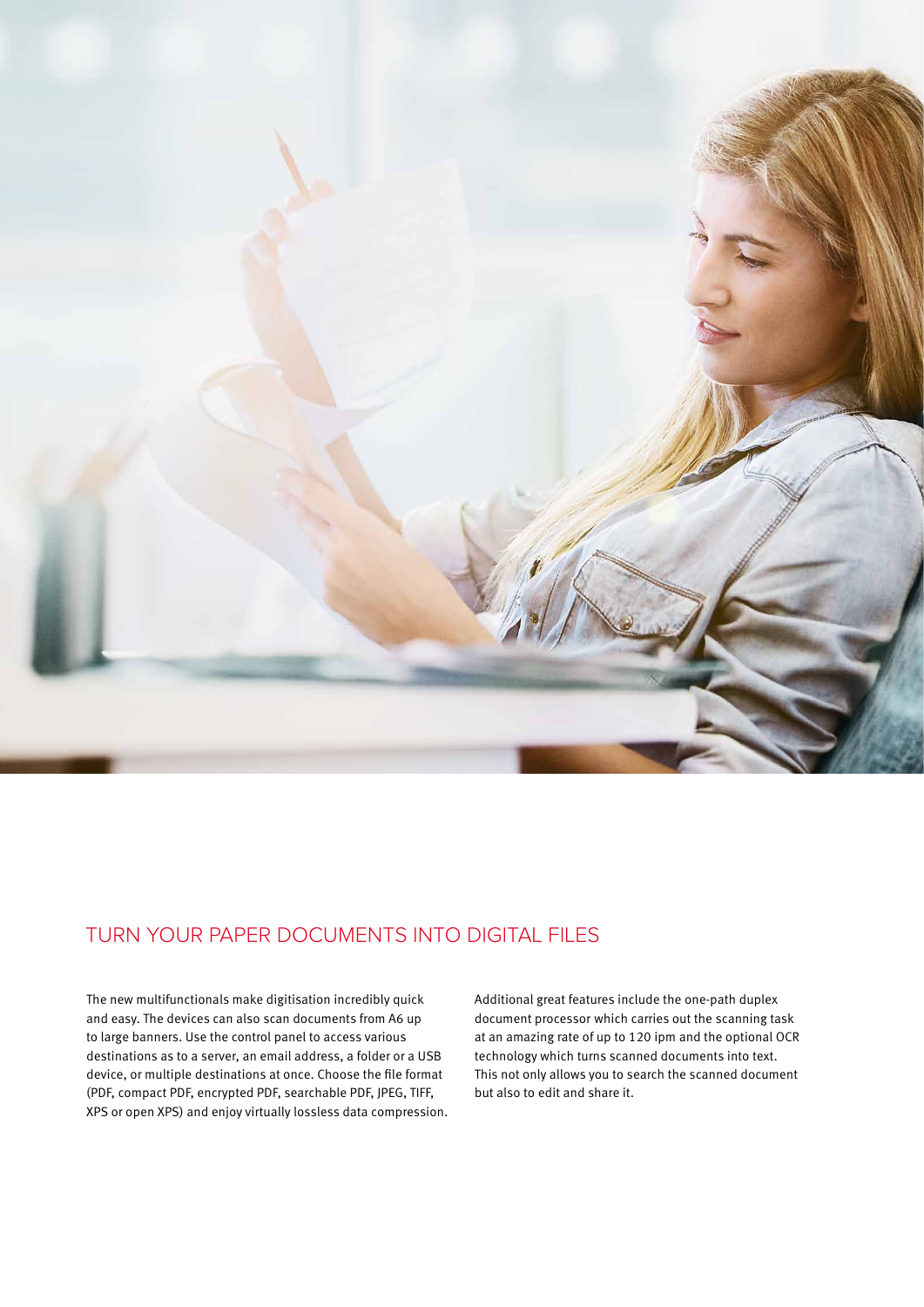## TURN YOUR PAPER DOCUMENTS INTO DIGITAL FILES

The new multifunctionals make digitisation incredibly quick and easy. The devices can also scan documents from A6 up to large banners. Use the control panel to access various destinations as to a server, an email address, a folder or a USB device, or multiple destinations at once. Choose the file format (PDF, compact PDF, encrypted PDF, searchable PDF, JPEG, TIFF, XPS or open XPS) and enjoy virtually lossless data compression.

Additional great features include the one-path duplex document processor which carries out the scanning task at an amazing rate of up to 120 ipm and the optional OCR technology which turns scanned documents into text. This not only allows you to search the scanned document but also to edit and share it.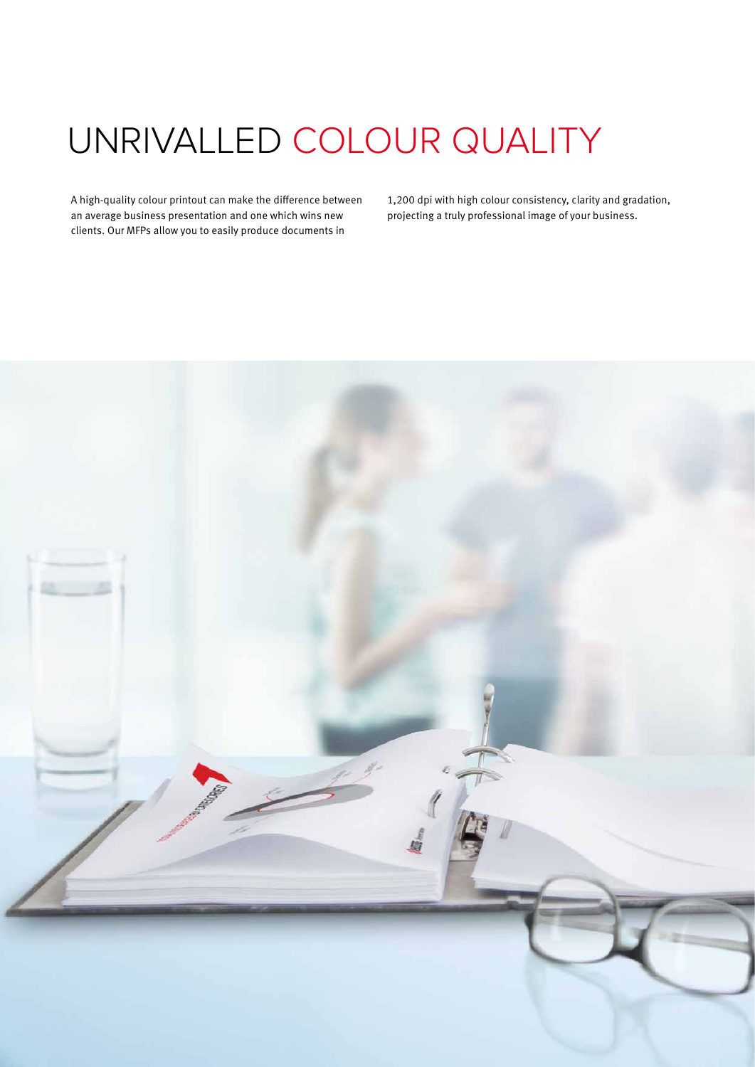# UNRIVALLED COLOUR QUALITY

A high-quality colour printout can make the difference between an average business presentation and one which wins new clients. Our MFPs allow you to easily produce documents in 1,200 dpi with high colour consistency, clarity and gradation, projecting a truly professional image of your business.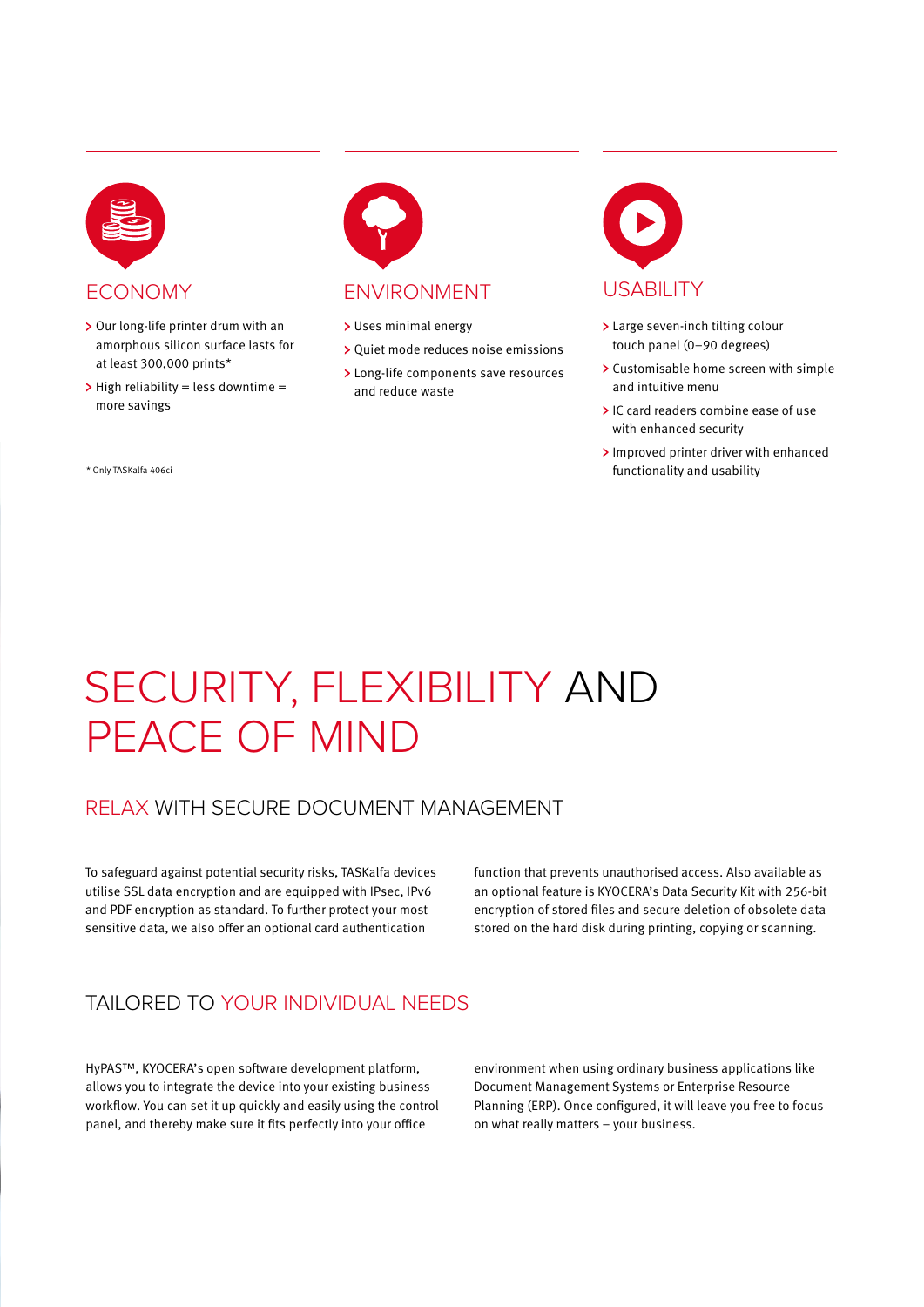## ECONOMY

- Our long-life printer drum with an amorphous silicon surface lasts for at least 300,000 prints*
- High reliability = less downtime = more savings

* Only TASKalfa 406ci

## ENVIRONMENT

- Uses minimal energy
- Quiet mode reduces noise emissions
- Long-life components save resources and reduce waste

## USABILITY

- Large seven-inch tilting colour touch panel (0–90 degrees)
- Customisable home screen with simple and intuitive menu
- IC card readers combine ease of use with enhanced security
- Improved printer driver with enhanced functionality and usability

# SECURITY, FLEXIBILITY AND PEACE OF MIND

## RELAX WITH SECURE DOCUMENT MANAGEMENT

To safeguard against potential security risks, TASKalfa devices utilise SSL data encryption and are equipped with IPsec, IPv6 and PDF encryption as standard. To further protect your most sensitive data, we also offer an optional card authentication function that prevents unauthorised access. Also available as an optional feature is KYOCERA's Data Security Kit with 256-bit encryption of stored files and secure deletion of obsolete data stored on the hard disk during printing, copying or scanning.

## TAILORED TO YOUR INDIVIDUAL NEEDS

HyPAS™, KYOCERA's open software development platform, allows you to integrate the device into your existing business workflow. You can set it up quickly and easily using the control panel, and thereby make sure it fits perfectly into your office environment when using ordinary business applications like Document Management Systems or Enterprise Resource Planning (ERP). Once configured, it will leave you free to focus on what really matters – your business.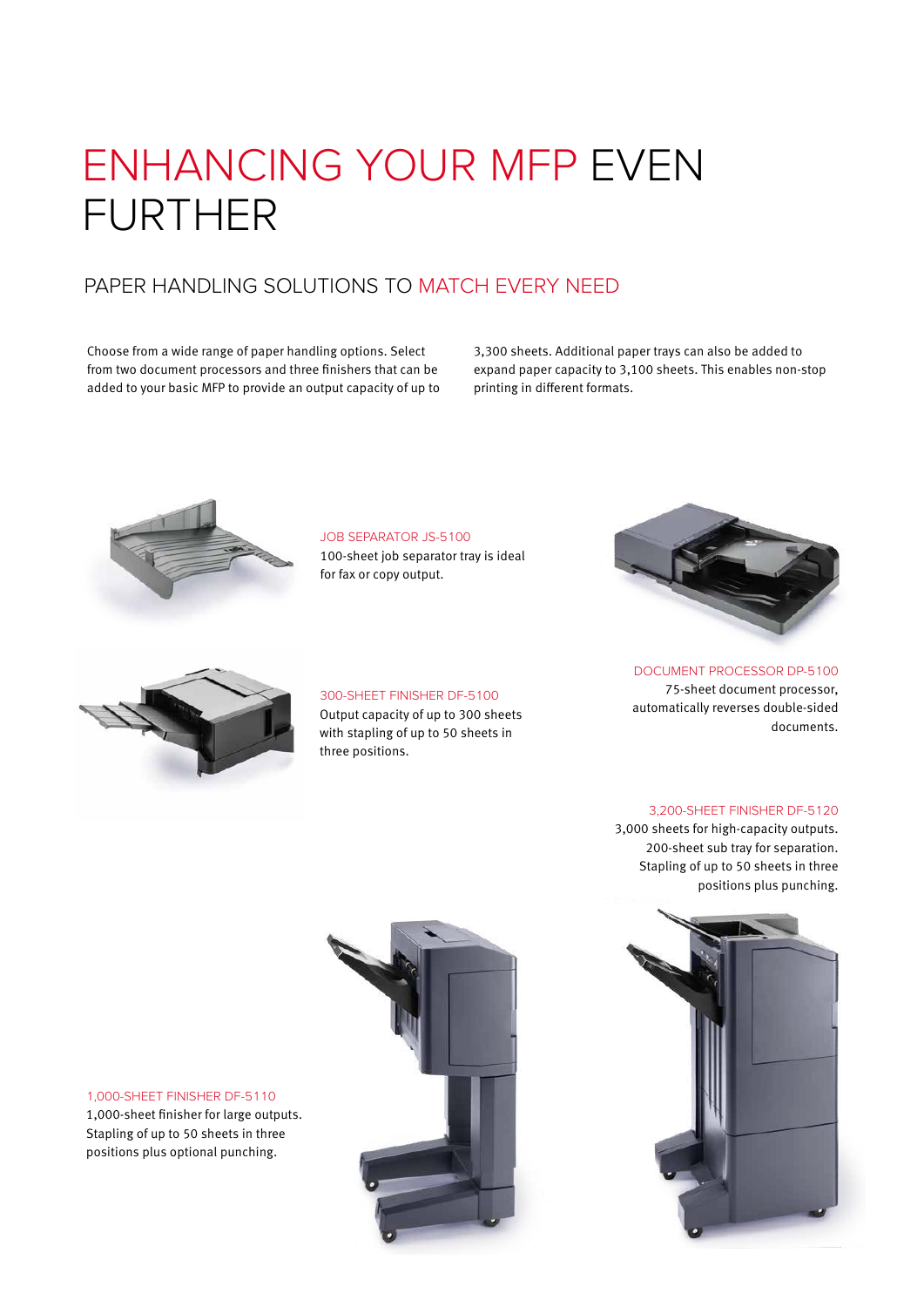# ENHANCING YOUR MFP EVEN FURTHER

## PAPER HANDLING SOLUTIONS TO MATCH EVERY NEED

Choose from a wide range of paper handling options. Select from two document processors and three finishers that can be added to your basic MFP to provide an output capacity of up to 3,300 sheets. Additional paper trays can also be added to expand paper capacity to 3,100 sheets. This enables non-stop printing in different formats.

### JOB SEPARATOR JS-5100

100-sheet job separator tray is ideal for fax or copy output.

### DOCUMENT PROCESSOR DP-5100

75-sheet document processor, automatically reverses double-sided documents.

### 300-SHEET FINISHER DF-5100

Output capacity of up to 300 sheets with stapling of up to 50 sheets in three positions.

### 3,200-SHEET FINISHER DF-5120

3,000 sheets for high-capacity outputs. 200-sheet sub tray for separation. Stapling of up to 50 sheets in three positions plus punching.

### 1,000-SHEET FINISHER DF-5110

1,000-sheet finisher for large outputs. Stapling of up to 50 sheets in three positions plus optional punching.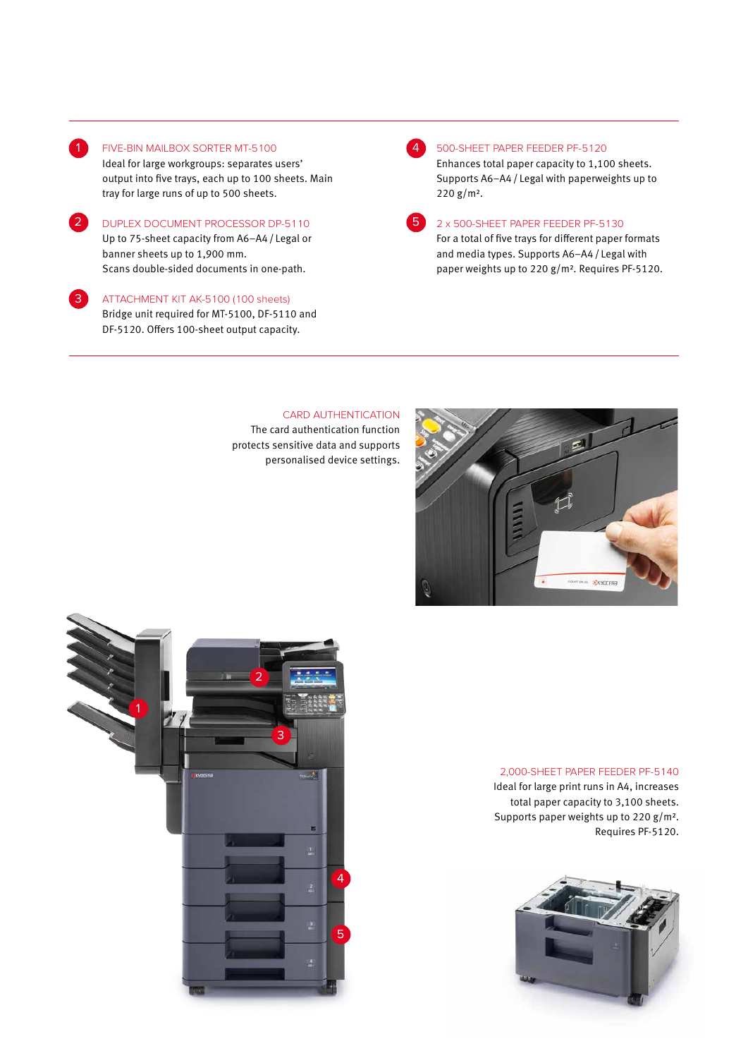1. **FIVE-BIN MAILBOX SORTER MT-5100**
   Ideal for large workgroups: separates users' output into five trays, each up to 100 sheets. Main tray for large runs of up to 500 sheets.

2. **DUPLEX DOCUMENT PROCESSOR DP-5110**
   Up to 75-sheet capacity from A6–A4 / Legal or banner sheets up to 1,900 mm.
   Scans double-sided documents in one-path.

3. **ATTACHMENT KIT AK-5100 (100 sheets)**
   Bridge unit required for MT-5100, DF-5110 and DF-5120. Offers 100-sheet output capacity.

4. **500-SHEET PAPER FEEDER PF-5120**
   Enhances total paper capacity to 1,100 sheets. Supports A6–A4 / Legal with paperweights up to 220 g/m².

5. **2 x 500-SHEET PAPER FEEDER PF-5130**
   For a total of five trays for different paper formats and media types. Supports A6–A4 / Legal with paper weights up to 220 g/m². Requires PF-5120.

## CARD AUTHENTICATION

The card authentication function protects sensitive data and supports personalised device settings.

## 2,000-SHEET PAPER FEEDER PF-5140

Ideal for large print runs in A4, increases total paper capacity to 3,100 sheets. Supports paper weights up to 220 g/m². Requires PF-5120.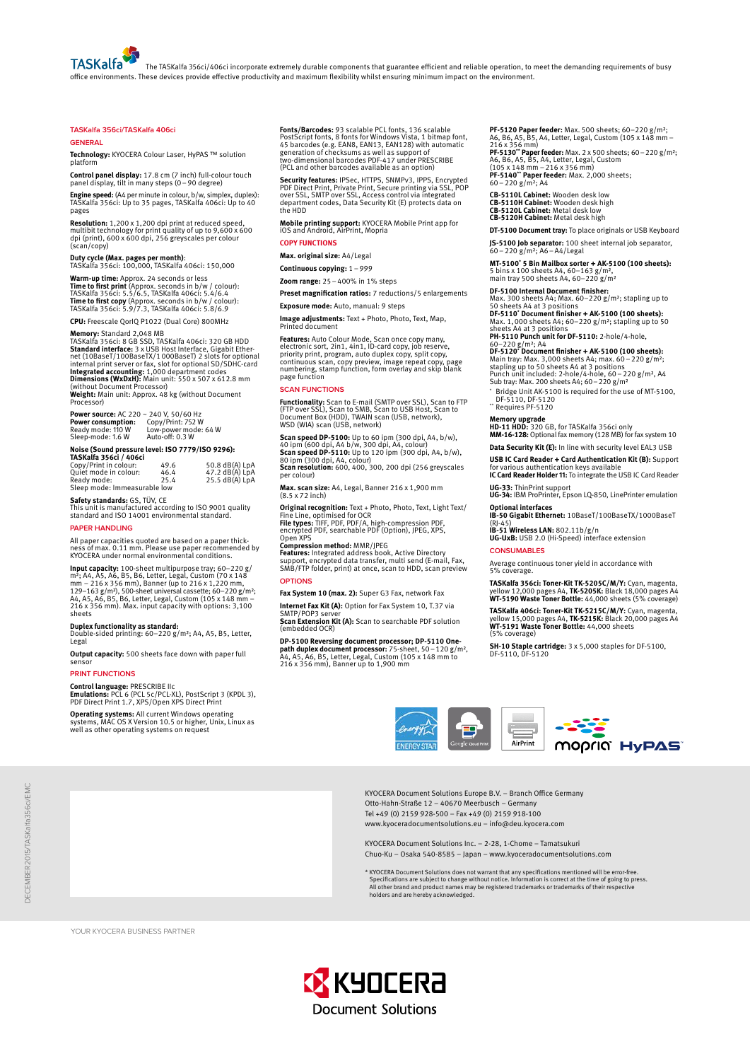TASKalfa

The TASKalfa 356ci/406ci incorporate extremely durable components that guarantee efficient and reliable operation, to meet the demanding requirements of busy office environments. These devices provide effective productivity and maximum flexibility whilst ensuring minimum impact on the environment.

## TASKalfa 356ci/TASKalfa 406ci

### GENERAL

**Technology:** KYOCERA Colour Laser, HyPAS ™ solution platform

**Control panel display:** 17.8 cm (7 inch) full-colour touch panel display, tilt in many steps (0 – 90 degree)

**Engine speed:** (A4 per minute in colour, b/w, simplex, duplex): TASKalfa 356ci: Up to 35 pages, TASKalfa 406ci: Up to 40 pages

**Resolution:** 1,200 x 1,200 dpi print at reduced speed, multibit technology for print quality of up to 9,600 x 600 dpi (print), 600 x 600 dpi, 256 greyscales per colour (scan/copy)

**Duty cycle (Max. pages per month):** TASKalfa 356ci: 100,000, TASKalfa 406ci: 150,000

**Warm-up time:** Approx. 24 seconds or less
**Time to first print** (Approx. seconds in b/w / colour): TASKalfa 356ci: 5.5/6.5, TASKalfa 406ci: 5.4/6.4
**Time to first copy** (Approx. seconds in b/w / colour): TASKalfa 356ci: 5.9/7.3, TASKalfa 406ci: 5.8/6.9

**CPU:** Freescale QorIQ P1022 (Dual Core) 800MHz

**Memory:** Standard 2,048 MB
TASKalfa 356ci: 8 GB SSD, TASKalfa 406ci: 320 GB HDD
**Standard interface:** 3 x USB Host Interface, Gigabit Ethernet (10BaseT/100BaseTX/1 000BaseT) 2 slots for optional internal print server or fax, slot for optional SD/SDHC-card
**Integrated accounting:** 1,000 department codes
**Dimensions (WxDxH):** Main unit: 550 x 507 x 612.8 mm (without Document Processor)
**Weight:** Main unit: Approx. 48 kg (without Document Processor)

**Power source:** AC 220 ~ 240 V, 50/60 Hz
**Power consumption:** Copy/Print: 752 W
Ready mode: 110 W — Low-power mode: 64 W
Sleep-mode: 1.6 W — Auto-off: 0.3 W

**Noise (Sound pressure level: ISO 7779/ISO 9296):**

| TASKalfa 356ci / 406ci | | |
|---|---|---|
| Copy/Print in colour: | 49.6 | 50.8 dB(A) LpA |
| Quiet mode in colour: | 46.4 | 47.2 dB(A) LpA |
| Ready mode: | 25.4 | 25.5 dB(A) LpA |

Sleep mode: Immeasurable low

**Safety standards:** GS, TÜV, CE
This unit is manufactured according to ISO 9001 quality standard and ISO 14001 environmental standard.

### PAPER HANDLING

All paper capacities quoted are based on a paper thickness of max. 0.11 mm. Please use paper recommended by KYOCERA under normal environmental conditions.

**Input capacity:** 100-sheet multipurpose tray; 60–220 g/m²; A4, A5, A6, B5, B6, Letter, Legal, Custom (70 x 148 mm – 216 x 356 mm), Banner (up to 216 x 1,220 mm, 129–163 g/m²), 500-sheet universal cassette; 60–220 g/m²; A4, A5, A6, B5, B6, Letter, Legal, Custom (105 x 148 mm – 216 x 356 mm). Max. input capacity with options: 3,100 sheets

**Duplex functionality as standard:**
Double-sided printing: 60–220 g/m²; A4, A5, B5, Letter, Legal

**Output capacity:** 500 sheets face down with paper full sensor

### PRINT FUNCTIONS

**Control language:** PRESCRIBE IIc
**Emulations:** PCL 6 (PCL 5c/PCL-XL), PostScript 3 (KPDL 3), PDF Direct Print 1.7, XPS/Open XPS Direct Print

**Operating systems:** All current Windows operating systems, MAC OS X Version 10.5 or higher, Unix, Linux as well as other operating systems on request

**Fonts/Barcodes:** 93 scalable PCL fonts, 136 scalable PostScript fonts, 8 fonts for Windows Vista, 1 bitmap font, 45 barcodes (e.g. EAN8, EAN13, EAN128) with automatic generation of checksums as well as support of two-dimensional barcodes PDF-417 under PRESCRIBE (PCL and other barcodes available as an option)

**Security features:** IPSec, HTTPS, SNMPv3, IPPS, Encrypted PDF Direct Print, Private Print, Secure printing via SSL, POP over SSL, SMTP over SSL, Access control via integrated department codes, Data Security Kit (E) protects data on the HDD

**Mobile printing support:** KYOCERA Mobile Print app for iOS and Android, AirPrint, Mopria

### COPY FUNCTIONS

**Max. original size:** A4/Legal

**Continuous copying:** 1 – 999

**Zoom range:** 25 – 400% in 1% steps

**Preset magnification ratios:** 7 reductions/5 enlargements

**Exposure mode:** Auto, manual: 9 steps

**Image adjustments:** Text + Photo, Photo, Text, Map, Printed document

**Features:** Auto Colour Mode, Scan once copy many, electronic sort, 2in1, 4in1, ID-card copy, job reserve, priority print, program, auto duplex copy, split copy, continuous scan, copy preview, image repeat copy, page numbering, stamp function, form overlay and skip blank page function

### SCAN FUNCTIONS

**Functionality:** Scan to E-mail (SMTP over SSL), Scan to FTP (FTP over SSL), Scan to SMB, Scan to USB Host, Scan to Document Box (HDD), TWAIN scan (USB, network), WSD (WIA) scan (USB, network)

**Scan speed DP-5100:** Up to 60 ipm (300 dpi, A4, b/w), 40 ipm (600 dpi, A4 b/w, 300 dpi, A4, colour)
**Scan speed DP-5110:** Up to 120 ipm (300 dpi, A4, b/w), 80 ipm (300 dpi, A4, colour)
**Scan resolution:** 600, 400, 300, 200 dpi (256 greyscales per colour)

**Max. scan size:** A4, Legal, Banner 216 x 1,900 mm (8.5 x 72 inch)

**Original recognition:** Text + Photo, Photo, Text, Light Text/Fine Line, optimised for OCR
**File types:** TIFF, PDF, PDF/A, high-compression PDF, encrypted PDF, searchable PDF (Option), JPEG, XPS, Open XPS
**Compression method:** MMR/JPEG
**Features:** Integrated address book, Active Directory support, encrypted data transfer, multi send (E-mail, Fax, SMB/FTP folder, print) at once, scan to HDD, scan preview

### OPTIONS

**Fax System 10 (max. 2):** Super G3 Fax, network Fax

**Internet Fax Kit (A):** Option for Fax System 10, T.37 via SMTP/POP3 server
**Scan Extension Kit (A):** Scan to searchable PDF solution (embedded OCR)

**DP-5100 Reversing document processor; DP-5110 One-path duplex document processor:** 75-sheet, 50 – 120 g/m², A4, A5, A6, B5, Letter, Legal, Custom (105 x 148 mm to 216 x 356 mm), Banner up to 1,900 mm

**PF-5120 Paper feeder:** Max. 500 sheets; 60–220 g/m²; A6, B6, A5, B5, A4, Letter, Legal, Custom (105 x 148 mm – 216 x 356 mm)
**PF-5130\*\* Paper feeder:** Max. 2 x 500 sheets; 60 – 220 g/m²; A6, B6, A5, B5, A4, Letter, Legal, Custom (105 x 148 mm – 216 x 356 mm)
**PF-5140\*\* Paper feeder:** Max. 2,000 sheets; 60 – 220 g/m²; A4

**CB-5110L Cabinet:** Wooden desk low
**CB-5110H Cabinet:** Wooden desk high
**CB-5120L Cabinet:** Metal desk low
**CB-5120H Cabinet:** Metal desk high

**DT-5100 Document tray:** To place originals or USB Keyboard

**JS-5100 Job separator:** 100 sheet internal job separator, 60 – 220 g/m²; A6 – A4/Legal

**MT-5100\* 5 Bin Mailbox sorter + AK-5100 (100 sheets):** 5 bins x 100 sheets A4, 60–163 g/m², main tray 500 sheets A4, 60–220 g/m²

**DF-5100 Internal Document finisher:** Max. 300 sheets A4; Max. 60–220 g/m²; stapling up to 50 sheets A4 at 3 positions
**DF-5110\* Document finisher + AK-5100 (100 sheets):** Max. 1,000 sheets A4; max. 60–220 g/m²; stapling up to 50 sheets A4 at 3 positions
**PH-5110 Punch unit for DF-5110:** 2-hole/4-hole, 60–220 g/m²; A4
**DF-5120\* Document finisher + AK-5100 (100 sheets):** Main tray: Max. 3,000 sheets A4; Max. 60 – 220 g/m²; stapling up to 50 sheets A4 at 3 positions
Punch unit included: 2-hole/4-hole, 60 – 220 g/m², A4
Sub tray: Max. 200 sheets A4; 60 – 220 g/m²

\* Bridge Unit AK-5100 is required for the use of MT-5100, DF-5110, DF-5120
\*\* Requires PF-5120

**Memory upgrade**
**HD-11 HDD:** 320 GB, for TASKalfa 356ci only
**MM-16-128:** Optional fax memory (128 MB) for fax system 10

**Data Security Kit (E):** In line with security level EAL3 USB

**USB IC Card Reader + Card Authentication Kit (B):** Support for various authentication keys available
**IC Card Reader Holder 11:** To integrate the USB IC Card Reader

**UG-33:** ThinPrint support
**UG-34:** IBM ProPrinter, Epson LQ-850, LinePrinter emulation

**Optional interfaces**
**IB-50 Gigabit Ethernet:** 10BaseT/100BaseTX/1000BaseT (RJ-45)
**IB-51 Wireless LAN:** 802.11b/g/n
**UG-UxB:** USB 2.0 (Hi-Speed) interface extension

### CONSUMABLES

Average continuous toner yield in accordance with 5% coverage.

**TASKalfa 356ci: Toner-Kit TK-5205C/M/Y:** Cyan, magenta, yellow 12,000 pages A4, **TK-5205K:** Black 18,000 pages A4
**WT-5190 Waste Toner Bottle:** 44,000 sheets (5% coverage)

**TASKalfa 406ci: Toner-Kit TK-5215C/M/Y:** Cyan, magenta, yellow 15,000 pages A4, **TK-5215K:** Black 20,000 pages A4
**WT-5191 Waste Toner Bottle:** 44,000 sheets (5% coverage)

**SH-10 Staple cartridge:** 3 x 5,000 staples for DF-5100, DF-5110, DF-5120

ENERGY STAR — Google Cloud Print — AirPrint — mopria — HyPAS

KYOCERA Document Solutions Europe B.V. – Branch Office Germany
Otto-Hahn-Straße 12 – 40670 Meerbusch – Germany
Tel +49 (0) 2159 928-500 – Fax +49 (0) 2159 918-100
www.kyoceradocumentsolutions.eu – info@deu.kyocera.com

KYOCERA Document Solutions Inc. – 2-28, 1-Chome – Tamatsukuri
Chuo-Ku – Osaka 540-8585 – Japan – www.kyoceradocumentsolutions.com

\* KYOCERA Document Solutions does not warrant that any specifications mentioned will be error-free. Specifications are subject to change without notice. Information is correct at the time of going to press. All other brand and product names may be registered trademarks or trademarks of their respective holders and are hereby acknowledged.

DECEMBER2015/TASKalfa356ci/EMC

YOUR KYOCERA BUSINESS PARTNER

KYOCERA Document Solutions